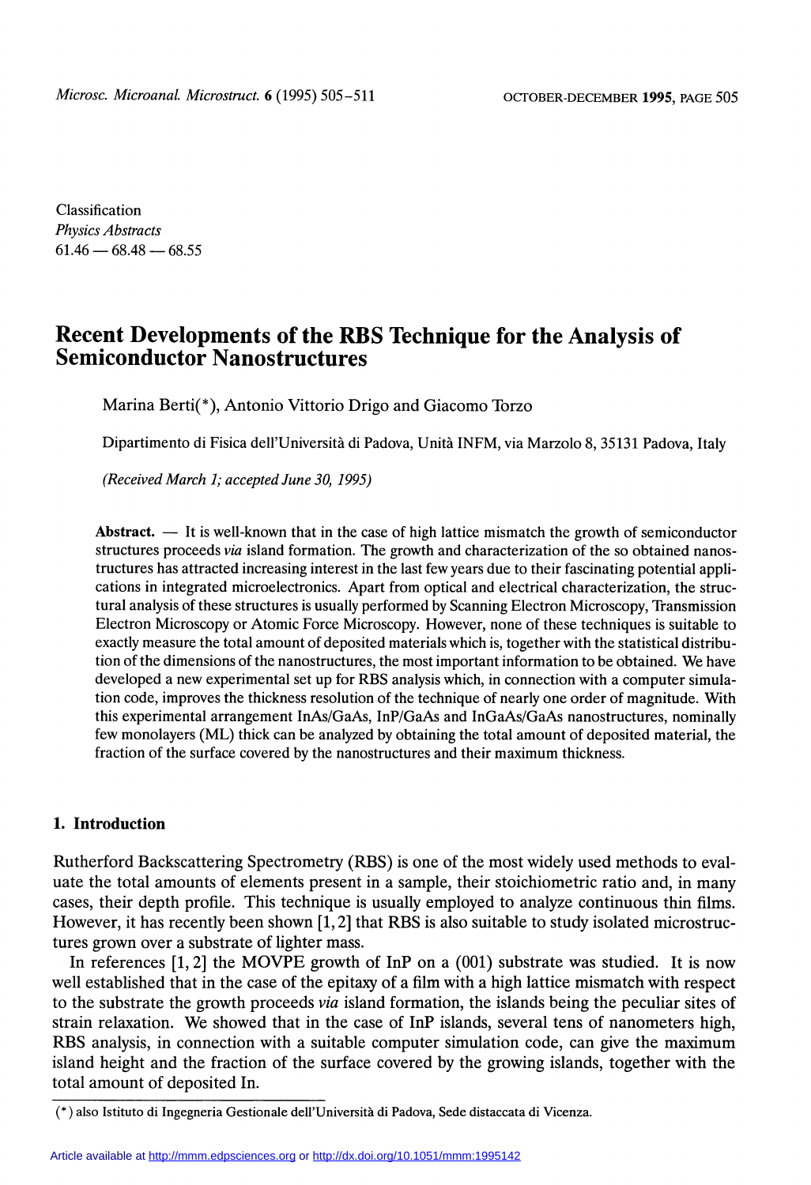Classification
*Physics Abstracts*
61.46 — 68.48 — 68.55

# Recent Developments of the RBS Technique for the Analysis of Semiconductor Nanostructures

Marina Berti(*), Antonio Vittorio Drigo and Giacomo Torzo

Dipartimento di Fisica dell'Università di Padova, Unità INFM, via Marzolo 8, 35131 Padova, Italy

*(Received March 1; accepted June 30, 1995)*

**Abstract.** — It is well-known that in the case of high lattice mismatch the growth of semiconductor structures proceeds *via* island formation. The growth and characterization of the so obtained nanostructures has attracted increasing interest in the last few years due to their fascinating potential applications in integrated microelectronics. Apart from optical and electrical characterization, the structural analysis of these structures is usually performed by Scanning Electron Microscopy, Transmission Electron Microscopy or Atomic Force Microscopy. However, none of these techniques is suitable to exactly measure the total amount of deposited materials which is, together with the statistical distribution of the dimensions of the nanostructures, the most important information to be obtained. We have developed a new experimental set up for RBS analysis which, in connection with a computer simulation code, improves the thickness resolution of the technique of nearly one order of magnitude. With this experimental arrangement InAs/GaAs, InP/GaAs and InGaAs/GaAs nanostructures, nominally few monolayers (ML) thick can be analyzed by obtaining the total amount of deposited material, the fraction of the surface covered by the nanostructures and their maximum thickness.

## 1. Introduction

Rutherford Backscattering Spectrometry (RBS) is one of the most widely used methods to evaluate the total amounts of elements present in a sample, their stoichiometric ratio and, in many cases, their depth profile. This technique is usually employed to analyze continuous thin films. However, it has recently been shown [1, 2] that RBS is also suitable to study isolated microstructures grown over a substrate of lighter mass.

In references [1, 2] the MOVPE growth of InP on a (001) substrate was studied. It is now well established that in the case of the epitaxy of a film with a high lattice mismatch with respect to the substrate the growth proceeds *via* island formation, the islands being the peculiar sites of strain relaxation. We showed that in the case of InP islands, several tens of nanometers high, RBS analysis, in connection with a suitable computer simulation code, can give the maximum island height and the fraction of the surface covered by the growing islands, together with the total amount of deposited In.

(*) also Istituto di Ingegneria Gestionale dell'Università di Padova, Sede distaccata di Vicenza.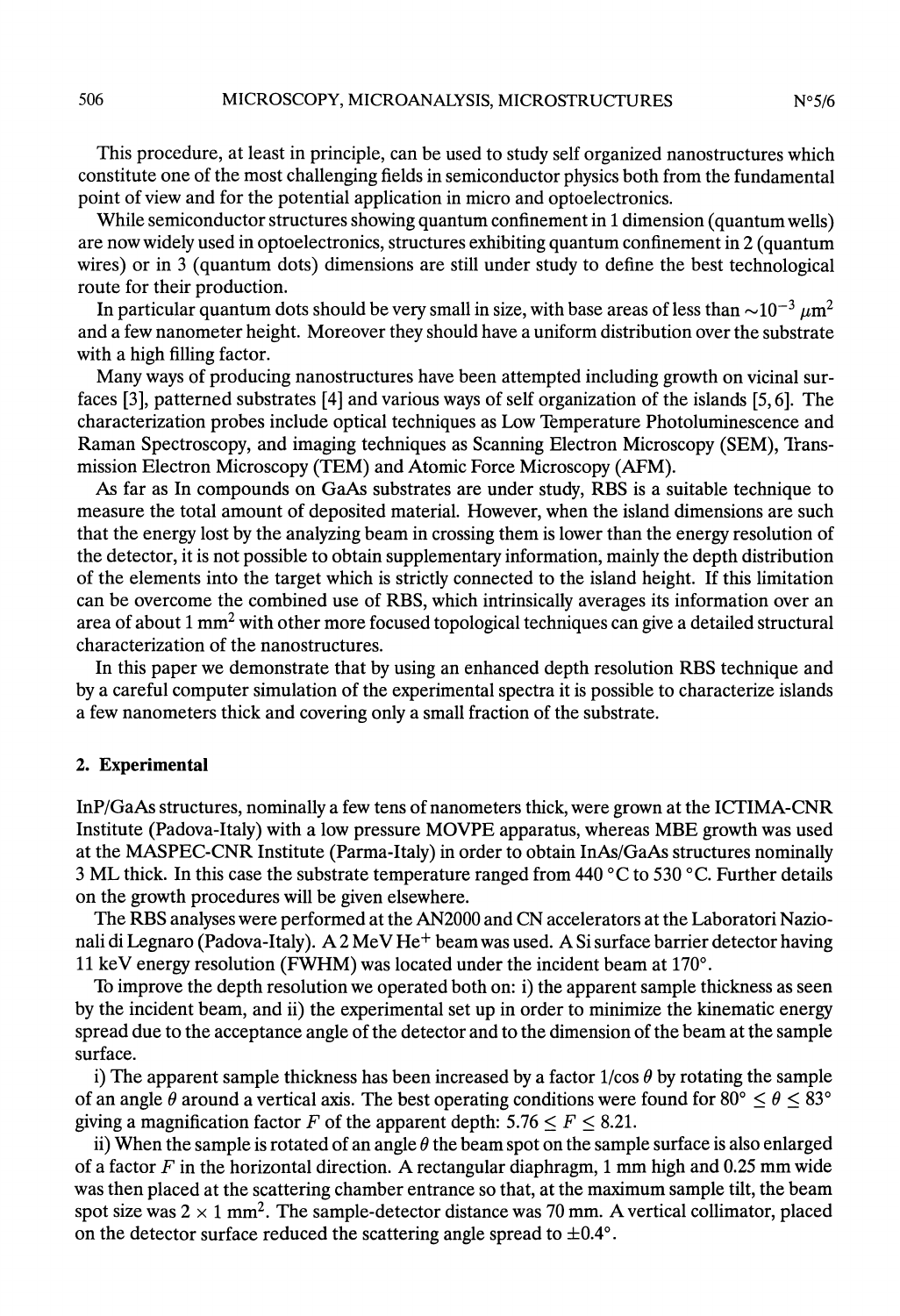This procedure, at least in principle, can be used to study self organized nanostructures which constitute one of the most challenging fields in semiconductor physics both from the fundamental point of view and for the potential application in micro and optoelectronics.

While semiconductor structures showing quantum confinement in 1 dimension (quantum wells) are now widely used in optoelectronics, structures exhibiting quantum confinement in 2 (quantum wires) or in 3 (quantum dots) dimensions are still under study to define the best technological route for their production.

In particular quantum dots should be very small in size, with base areas of less than $\sim 10^{-3}$ $\mu$m$^2$ and a few nanometer height. Moreover they should have a uniform distribution over the substrate with a high filling factor.

Many ways of producing nanostructures have been attempted including growth on vicinal surfaces [3], patterned substrates [4] and various ways of self organization of the islands [5, 6]. The characterization probes include optical techniques as Low Temperature Photoluminescence and Raman Spectroscopy, and imaging techniques as Scanning Electron Microscopy (SEM), Transmission Electron Microscopy (TEM) and Atomic Force Microscopy (AFM).

As far as In compounds on GaAs substrates are under study, RBS is a suitable technique to measure the total amount of deposited material. However, when the island dimensions are such that the energy lost by the analyzing beam in crossing them is lower than the energy resolution of the detector, it is not possible to obtain supplementary information, mainly the depth distribution of the elements into the target which is strictly connected to the island height. If this limitation can be overcome the combined use of RBS, which intrinsically averages its information over an area of about 1 mm$^2$ with other more focused topological techniques can give a detailed structural characterization of the nanostructures.

In this paper we demonstrate that by using an enhanced depth resolution RBS technique and by a careful computer simulation of the experimental spectra it is possible to characterize islands a few nanometers thick and covering only a small fraction of the substrate.

## 2. Experimental

InP/GaAs structures, nominally a few tens of nanometers thick, were grown at the ICTIMA-CNR Institute (Padova-Italy) with a low pressure MOVPE apparatus, whereas MBE growth was used at the MASPEC-CNR Institute (Parma-Italy) in order to obtain InAs/GaAs structures nominally 3 ML thick. In this case the substrate temperature ranged from 440 °C to 530 °C. Further details on the growth procedures will be given elsewhere.

The RBS analyses were performed at the AN2000 and CN accelerators at the Laboratori Nazionali di Legnaro (Padova-Italy). A 2 MeV He$^+$ beam was used. A Si surface barrier detector having 11 keV energy resolution (FWHM) was located under the incident beam at 170°.

To improve the depth resolution we operated both on: i) the apparent sample thickness as seen by the incident beam, and ii) the experimental set up in order to minimize the kinematic energy spread due to the acceptance angle of the detector and to the dimension of the beam at the sample surface.

i) The apparent sample thickness has been increased by a factor $1/\cos\theta$ by rotating the sample of an angle $\theta$ around a vertical axis. The best operating conditions were found for $80° \le \theta \le 83°$ giving a magnification factor $F$ of the apparent depth: $5.76 \le F \le 8.21$.

ii) When the sample is rotated of an angle $\theta$ the beam spot on the sample surface is also enlarged of a factor $F$ in the horizontal direction. A rectangular diaphragm, 1 mm high and 0.25 mm wide was then placed at the scattering chamber entrance so that, at the maximum sample tilt, the beam spot size was $2 \times 1$ mm$^2$. The sample-detector distance was 70 mm. A vertical collimator, placed on the detector surface reduced the scattering angle spread to $\pm 0.4°$.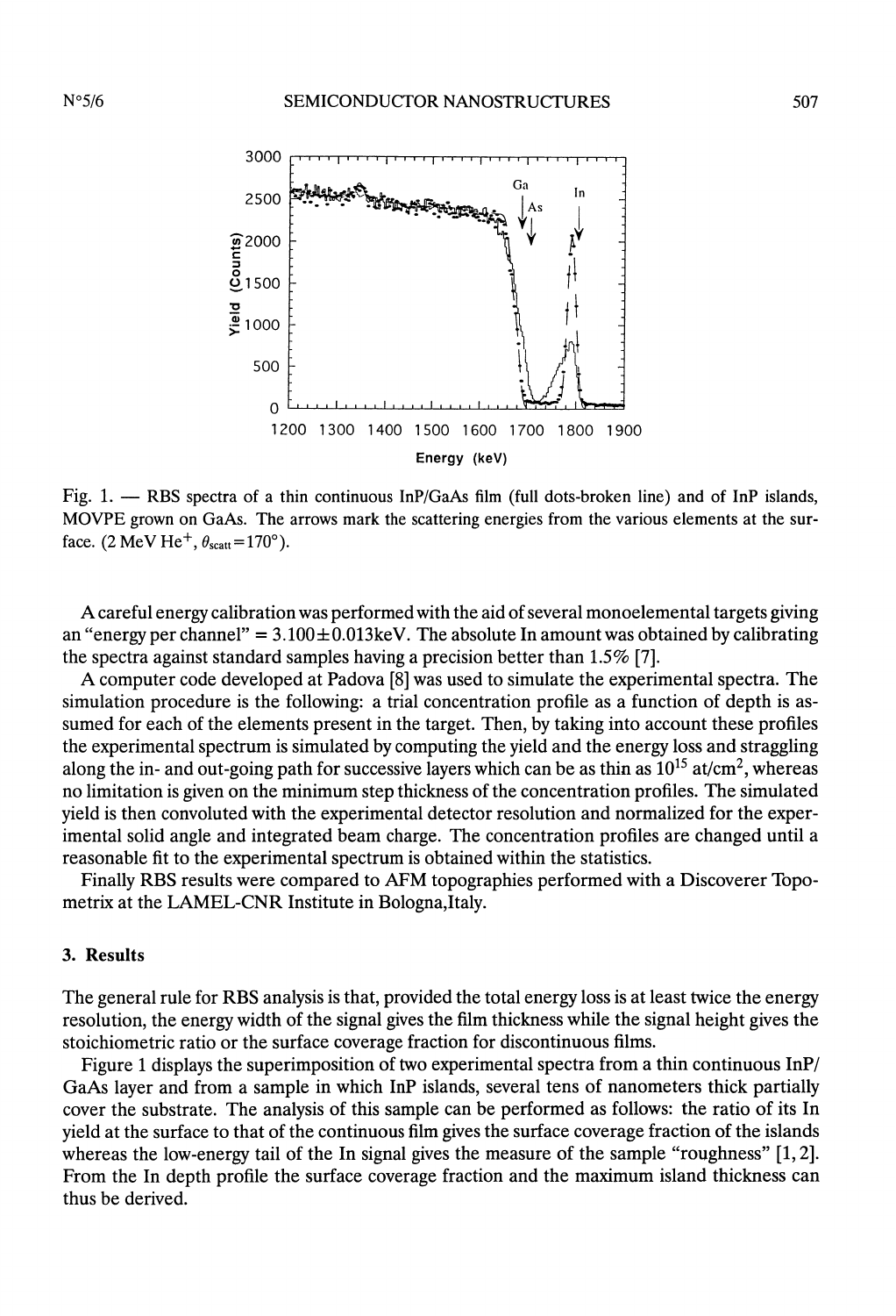Fig. 1. — RBS spectra of a thin continuous InP/GaAs film (full dots-broken line) and of InP islands, MOVPE grown on GaAs. The arrows mark the scattering energies from the various elements at the surface. (2 MeV $He^+$, $\theta_{scatt}=170°$).

A careful energy calibration was performed with the aid of several monoelemental targets giving an "energy per channel" = 3.100±0.013keV. The absolute In amount was obtained by calibrating the spectra against standard samples having a precision better than 1.5% [7].

A computer code developed at Padova [8] was used to simulate the experimental spectra. The simulation procedure is the following: a trial concentration profile as a function of depth is assumed for each of the elements present in the target. Then, by taking into account these profiles the experimental spectrum is simulated by computing the yield and the energy loss and straggling along the in- and out-going path for successive layers which can be as thin as $10^{15}$ at/cm$^2$, whereas no limitation is given on the minimum step thickness of the concentration profiles. The simulated yield is then convoluted with the experimental detector resolution and normalized for the experimental solid angle and integrated beam charge. The concentration profiles are changed until a reasonable fit to the experimental spectrum is obtained within the statistics.

Finally RBS results were compared to AFM topographies performed with a Discoverer Topometrix at the LAMEL-CNR Institute in Bologna,Italy.

## 3. Results

The general rule for RBS analysis is that, provided the total energy loss is at least twice the energy resolution, the energy width of the signal gives the film thickness while the signal height gives the stoichiometric ratio or the surface coverage fraction for discontinuous films.

Figure 1 displays the superimposition of two experimental spectra from a thin continuous InP/GaAs layer and from a sample in which InP islands, several tens of nanometers thick partially cover the substrate. The analysis of this sample can be performed as follows: the ratio of its In yield at the surface to that of the continuous film gives the surface coverage fraction of the islands whereas the low-energy tail of the In signal gives the measure of the sample "roughness" [1, 2]. From the In depth profile the surface coverage fraction and the maximum island thickness can thus be derived.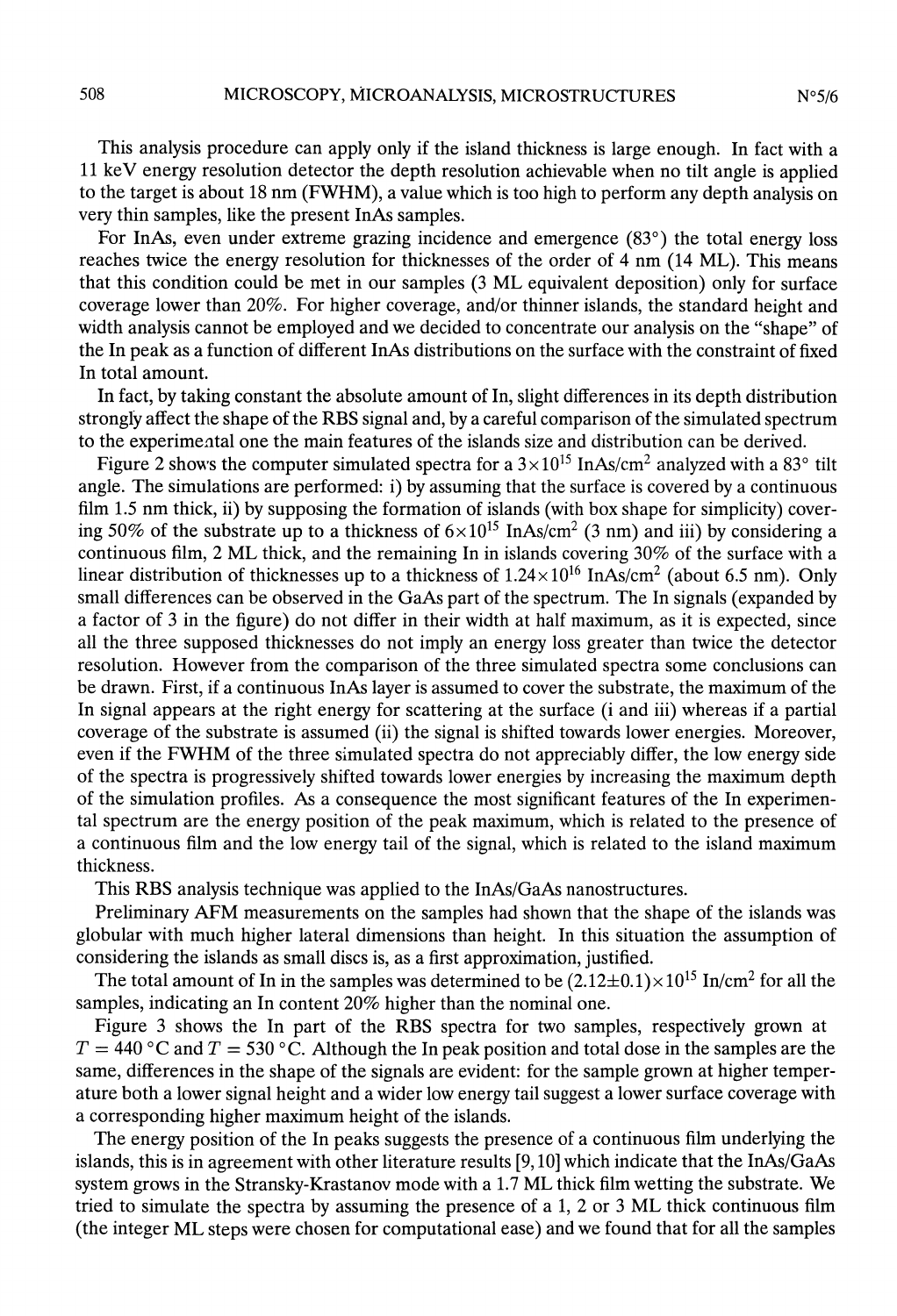This analysis procedure can apply only if the island thickness is large enough. In fact with a 11 keV energy resolution detector the depth resolution achievable when no tilt angle is applied to the target is about 18 nm (FWHM), a value which is too high to perform any depth analysis on very thin samples, like the present InAs samples.

For InAs, even under extreme grazing incidence and emergence (83°) the total energy loss reaches twice the energy resolution for thicknesses of the order of 4 nm (14 ML). This means that this condition could be met in our samples (3 ML equivalent deposition) only for surface coverage lower than 20%. For higher coverage, and/or thinner islands, the standard height and width analysis cannot be employed and we decided to concentrate our analysis on the "shape" of the In peak as a function of different InAs distributions on the surface with the constraint of fixed In total amount.

In fact, by taking constant the absolute amount of In, slight differences in its depth distribution strongly affect the shape of the RBS signal and, by a careful comparison of the simulated spectrum to the experimental one the main features of the islands size and distribution can be derived.

Figure 2 shows the computer simulated spectra for a $3\times10^{15}$ InAs/cm$^2$ analyzed with a 83° tilt angle. The simulations are performed: i) by assuming that the surface is covered by a continuous film 1.5 nm thick, ii) by supposing the formation of islands (with box shape for simplicity) covering 50% of the substrate up to a thickness of $6\times10^{15}$ InAs/cm$^2$ (3 nm) and iii) by considering a continuous film, 2 ML thick, and the remaining In in islands covering 30% of the surface with a linear distribution of thicknesses up to a thickness of $1.24\times10^{16}$ InAs/cm$^2$ (about 6.5 nm). Only small differences can be observed in the GaAs part of the spectrum. The In signals (expanded by a factor of 3 in the figure) do not differ in their width at half maximum, as it is expected, since all the three supposed thicknesses do not imply an energy loss greater than twice the detector resolution. However from the comparison of the three simulated spectra some conclusions can be drawn. First, if a continuous InAs layer is assumed to cover the substrate, the maximum of the In signal appears at the right energy for scattering at the surface (i and iii) whereas if a partial coverage of the substrate is assumed (ii) the signal is shifted towards lower energies. Moreover, even if the FWHM of the three simulated spectra do not appreciably differ, the low energy side of the spectra is progressively shifted towards lower energies by increasing the maximum depth of the simulation profiles. As a consequence the most significant features of the In experimental spectrum are the energy position of the peak maximum, which is related to the presence of a continuous film and the low energy tail of the signal, which is related to the island maximum thickness.

This RBS analysis technique was applied to the InAs/GaAs nanostructures.

Preliminary AFM measurements on the samples had shown that the shape of the islands was globular with much higher lateral dimensions than height. In this situation the assumption of considering the islands as small discs is, as a first approximation, justified.

The total amount of In in the samples was determined to be $(2.12\pm0.1)\times10^{15}$ In/cm$^2$ for all the samples, indicating an In content 20% higher than the nominal one.

Figure 3 shows the In part of the RBS spectra for two samples, respectively grown at $T = 440$ °C and $T = 530$ °C. Although the In peak position and total dose in the samples are the same, differences in the shape of the signals are evident: for the sample grown at higher temperature both a lower signal height and a wider low energy tail suggest a lower surface coverage with a corresponding higher maximum height of the islands.

The energy position of the In peaks suggests the presence of a continuous film underlying the islands, this is in agreement with other literature results [9, 10] which indicate that the InAs/GaAs system grows in the Stransky-Krastanov mode with a 1.7 ML thick film wetting the substrate. We tried to simulate the spectra by assuming the presence of a 1, 2 or 3 ML thick continuous film (the integer ML steps were chosen for computational ease) and we found that for all the samples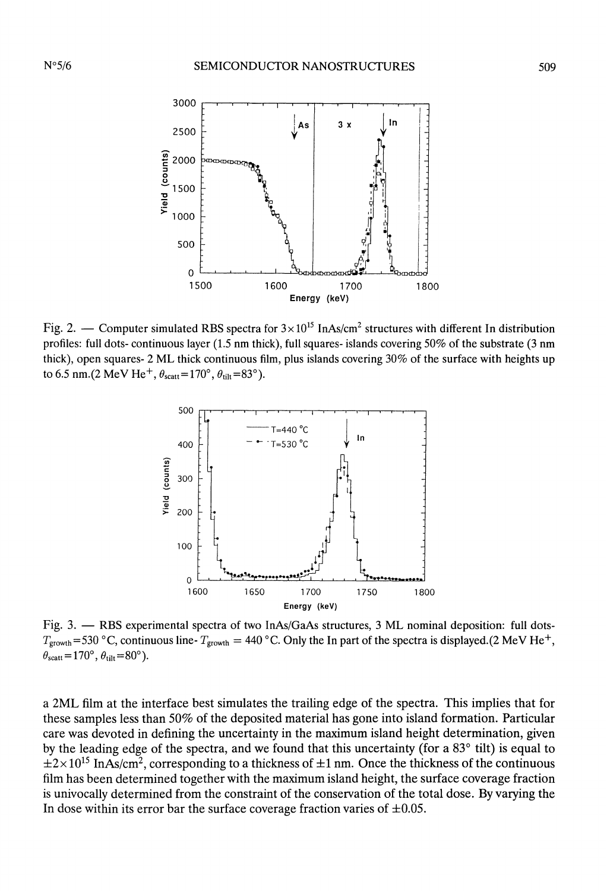Fig. 2. — Computer simulated RBS spectra for $3\times10^{15}$ InAs/cm$^2$ structures with different In distribution profiles: full dots- continuous layer (1.5 nm thick), full squares- islands covering 50% of the substrate (3 nm thick), open squares- 2 ML thick continuous film, plus islands covering 30% of the surface with heights up to 6.5 nm.(2 MeV He$^+$, $\theta_{scatt}=170°$, $\theta_{tilt}=83°$).

Fig. 3. — RBS experimental spectra of two InAs/GaAs structures, 3 ML nominal deposition: full dots- $T_{growth}=530$ °C, continuous line- $T_{growth}$ = 440 °C. Only the In part of the spectra is displayed.(2 MeV He$^+$, $\theta_{scatt}=170°$, $\theta_{tilt}=80°$).

a 2ML film at the interface best simulates the trailing edge of the spectra. This implies that for these samples less than 50% of the deposited material has gone into island formation. Particular care was devoted in defining the uncertainty in the maximum island height determination, given by the leading edge of the spectra, and we found that this uncertainty (for a 83° tilt) is equal to $\pm2\times10^{15}$ InAs/cm$^2$, corresponding to a thickness of $\pm1$ nm. Once the thickness of the continuous film has been determined together with the maximum island height, the surface coverage fraction is univocally determined from the constraint of the conservation of the total dose. By varying the In dose within its error bar the surface coverage fraction varies of $\pm0.05$.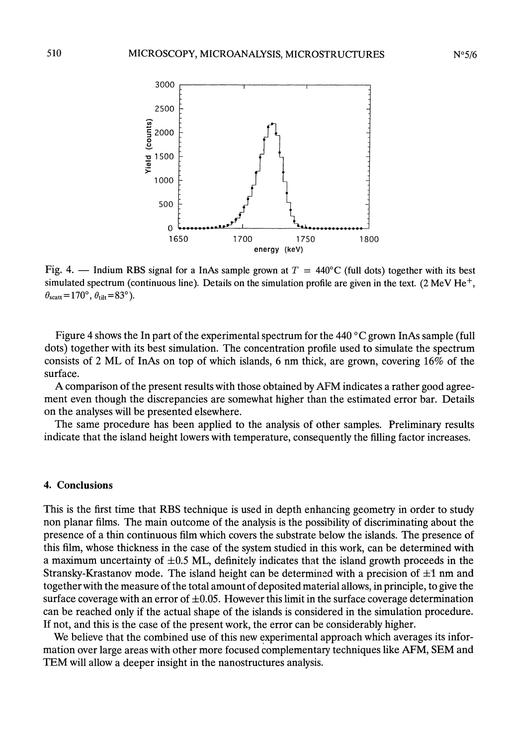Fig. 4. — Indium RBS signal for a InAs sample grown at $T = 440°C$ (full dots) together with its best simulated spectrum (continuous line). Details on the simulation profile are given in the text. (2 MeV $He^+$, $\theta_{scatt}=170°$, $\theta_{tilt}=83°$).

Figure 4 shows the In part of the experimental spectrum for the 440 °C grown InAs sample (full dots) together with its best simulation. The concentration profile used to simulate the spectrum consists of 2 ML of InAs on top of which islands, 6 nm thick, are grown, covering 16% of the surface.

A comparison of the present results with those obtained by AFM indicates a rather good agreement even though the discrepancies are somewhat higher than the estimated error bar. Details on the analyses will be presented elsewhere.

The same procedure has been applied to the analysis of other samples. Preliminary results indicate that the island height lowers with temperature, consequently the filling factor increases.

## 4. Conclusions

This is the first time that RBS technique is used in depth enhancing geometry in order to study non planar films. The main outcome of the analysis is the possibility of discriminating about the presence of a thin continuous film which covers the substrate below the islands. The presence of this film, whose thickness in the case of the system studied in this work, can be determined with a maximum uncertainty of $\pm 0.5$ ML, definitely indicates that the island growth proceeds in the Stransky-Krastanov mode. The island height can be determined with a precision of $\pm 1$ nm and together with the measure of the total amount of deposited material allows, in principle, to give the surface coverage with an error of $\pm 0.05$. However this limit in the surface coverage determination can be reached only if the actual shape of the islands is considered in the simulation procedure. If not, and this is the case of the present work, the error can be considerably higher.

We believe that the combined use of this new experimental approach which averages its information over large areas with other more focused complementary techniques like AFM, SEM and TEM will allow a deeper insight in the nanostructures analysis.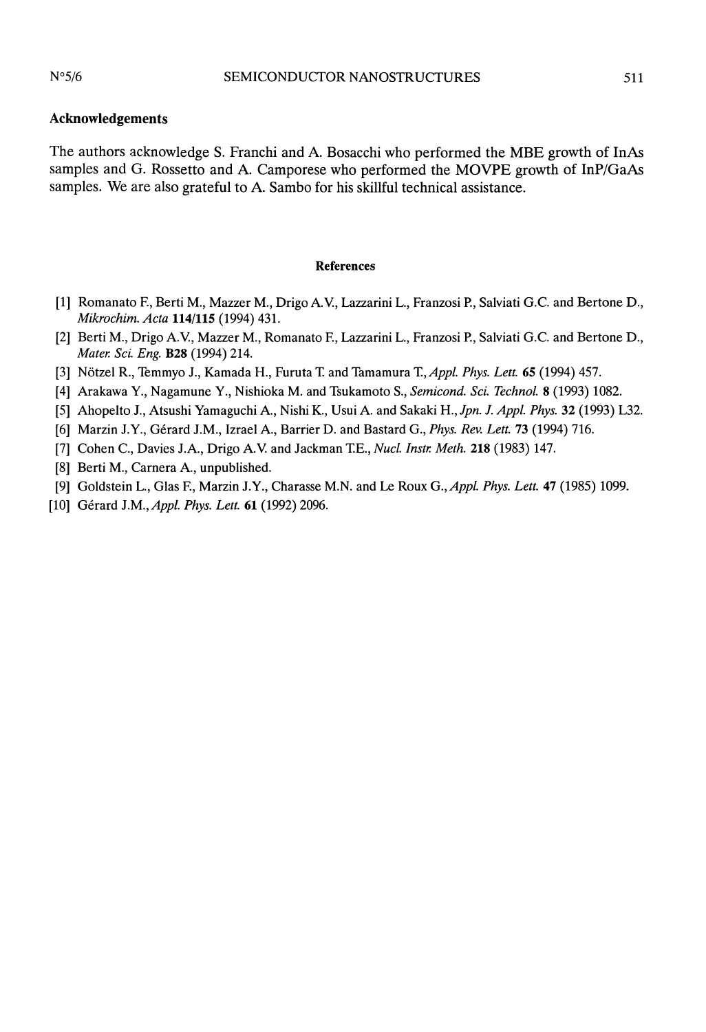## Acknowledgements

The authors acknowledge S. Franchi and A. Bosacchi who performed the MBE growth of InAs samples and G. Rossetto and A. Camporese who performed the MOVPE growth of InP/GaAs samples. We are also grateful to A. Sambo for his skillful technical assistance.

## References

[1] Romanato F., Berti M., Mazzer M., Drigo A.V., Lazzarini L., Franzosi P., Salviati G.C. and Bertone D., *Mikrochim. Acta* **114/115** (1994) 431.

[2] Berti M., Drigo A.V., Mazzer M., Romanato F., Lazzarini L., Franzosi P., Salviati G.C. and Bertone D., *Mater. Sci. Eng.* **B28** (1994) 214.

[3] Nötzel R., Temmyo J., Kamada H., Furuta T. and Tamamura T., *Appl. Phys. Lett.* **65** (1994) 457.

[4] Arakawa Y., Nagamune Y., Nishioka M. and Tsukamoto S., *Semicond. Sci. Technol.* **8** (1993) 1082.

[5] Ahopelto J., Atsushi Yamaguchi A., Nishi K., Usui A. and Sakaki H., *Jpn. J. Appl. Phys.* **32** (1993) L32.

[6] Marzin J.Y., Gérard J.M., Izrael A., Barrier D. and Bastard G., *Phys. Rev. Lett.* **73** (1994) 716.

[7] Cohen C., Davies J.A., Drigo A.V. and Jackman T.E., *Nucl. Instr. Meth.* **218** (1983) 147.

[8] Berti M., Carnera A., unpublished.

[9] Goldstein L., Glas F., Marzin J.Y., Charasse M.N. and Le Roux G., *Appl. Phys. Lett.* **47** (1985) 1099.

[10] Gérard J.M., *Appl. Phys. Lett.* **61** (1992) 2096.